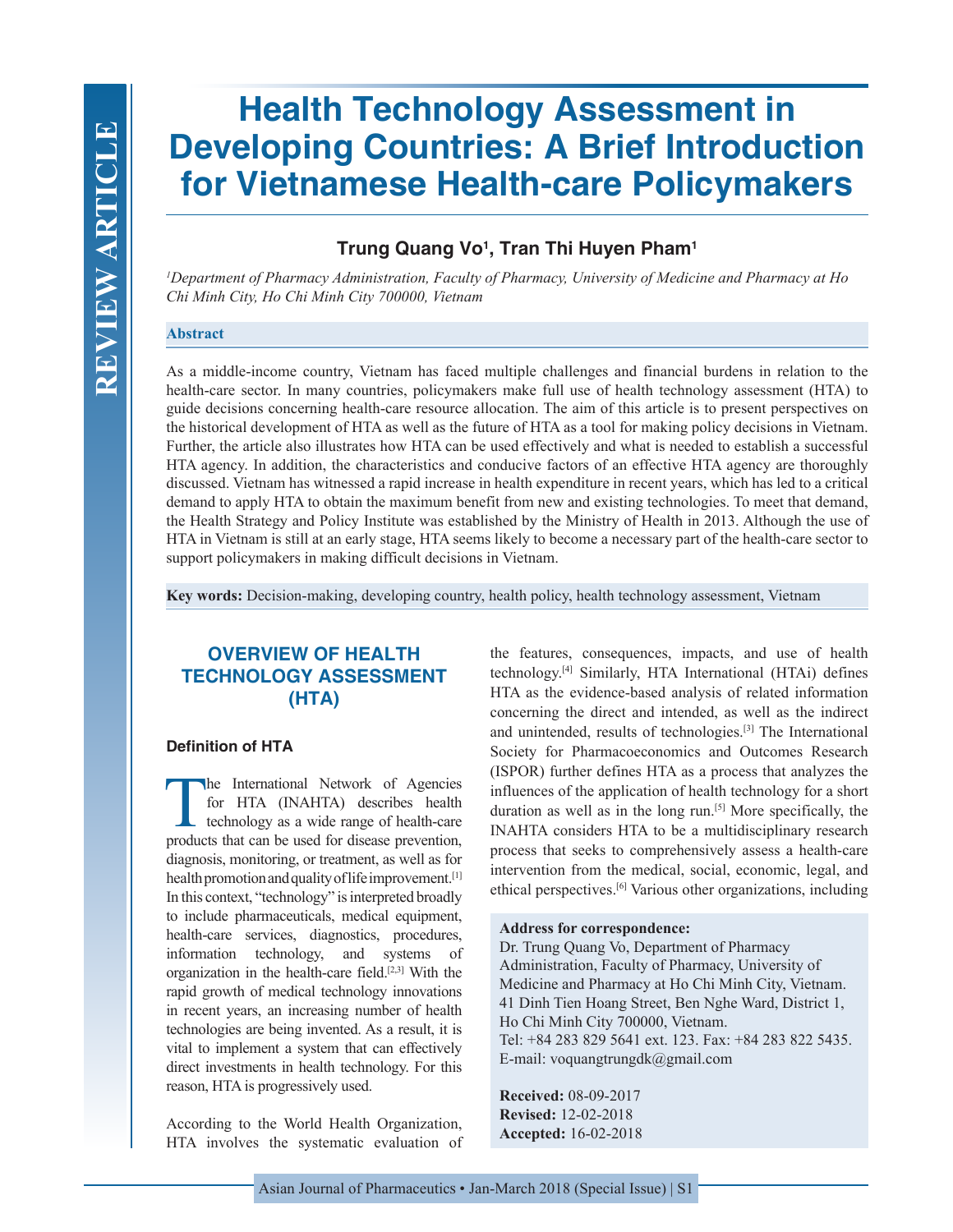# Health Technology Assessment in Developing Countries: A Brief Introduction for Vietnamese Health-care Policymakers

**Trung Quang Vo[1], Tran Thi Huyen Pham[1]**

*[1]Department of Pharmacy Administration, Faculty of Pharmacy, University of Medicine and Pharmacy at Ho Chi Minh City, Ho Chi Minh City 700000, Vietnam*

### Abstract

As a middle-income country, Vietnam has faced multiple challenges and financial burdens in relation to the health-care sector. In many countries, policymakers make full use of health technology assessment (HTA) to guide decisions concerning health-care resource allocation. The aim of this article is to present perspectives on the historical development of HTA as well as the future of HTA as a tool for making policy decisions in Vietnam. Further, the article also illustrates how HTA can be used effectively and what is needed to establish a successful HTA agency. In addition, the characteristics and conducive factors of an effective HTA agency are thoroughly discussed. Vietnam has witnessed a rapid increase in health expenditure in recent years, which has led to a critical demand to apply HTA to obtain the maximum benefit from new and existing technologies. To meet that demand, the Health Strategy and Policy Institute was established by the Ministry of Health in 2013. Although the use of HTA in Vietnam is still at an early stage, HTA seems likely to become a necessary part of the health-care sector to support policymakers in making difficult decisions in Vietnam.

**Key words:** Decision-making, developing country, health policy, health technology assessment, Vietnam

## OVERVIEW OF HEALTH TECHNOLOGY ASSESSMENT (HTA)

### Definition of HTA

The International Network of Agencies for HTA (INAHTA) describes health technology as a wide range of health-care products that can be used for disease prevention, diagnosis, monitoring, or treatment, as well as for health promotion and quality of life improvement.[1] In this context, "technology" is interpreted broadly to include pharmaceuticals, medical equipment, health-care services, diagnostics, procedures, information technology, and systems of organization in the health-care field.[2,3] With the rapid growth of medical technology innovations in recent years, an increasing number of health technologies are being invented. As a result, it is vital to implement a system that can effectively direct investments in health technology. For this reason, HTA is progressively used.

According to the World Health Organization, HTA involves the systematic evaluation of the features, consequences, impacts, and use of health technology.[4] Similarly, HTA International (HTAi) defines HTA as the evidence-based analysis of related information concerning the direct and intended, as well as the indirect and unintended, results of technologies.[3] The International Society for Pharmacoeconomics and Outcomes Research (ISPOR) further defines HTA as a process that analyzes the influences of the application of health technology for a short duration as well as in the long run.[5] More specifically, the INAHTA considers HTA to be a multidisciplinary research process that seeks to comprehensively assess a health-care intervention from the medical, social, economic, legal, and ethical perspectives.[6] Various other organizations, including

**Address for correspondence:**
Dr. Trung Quang Vo, Department of Pharmacy Administration, Faculty of Pharmacy, University of Medicine and Pharmacy at Ho Chi Minh City, Vietnam. 41 Dinh Tien Hoang Street, Ben Nghe Ward, District 1, Ho Chi Minh City 700000, Vietnam.
Tel: +84 283 829 5641 ext. 123. Fax: +84 283 822 5435.
E-mail: voquangtrungdk@gmail.com

**Received:** 08-09-2017
**Revised:** 12-02-2018
**Accepted:** 16-02-2018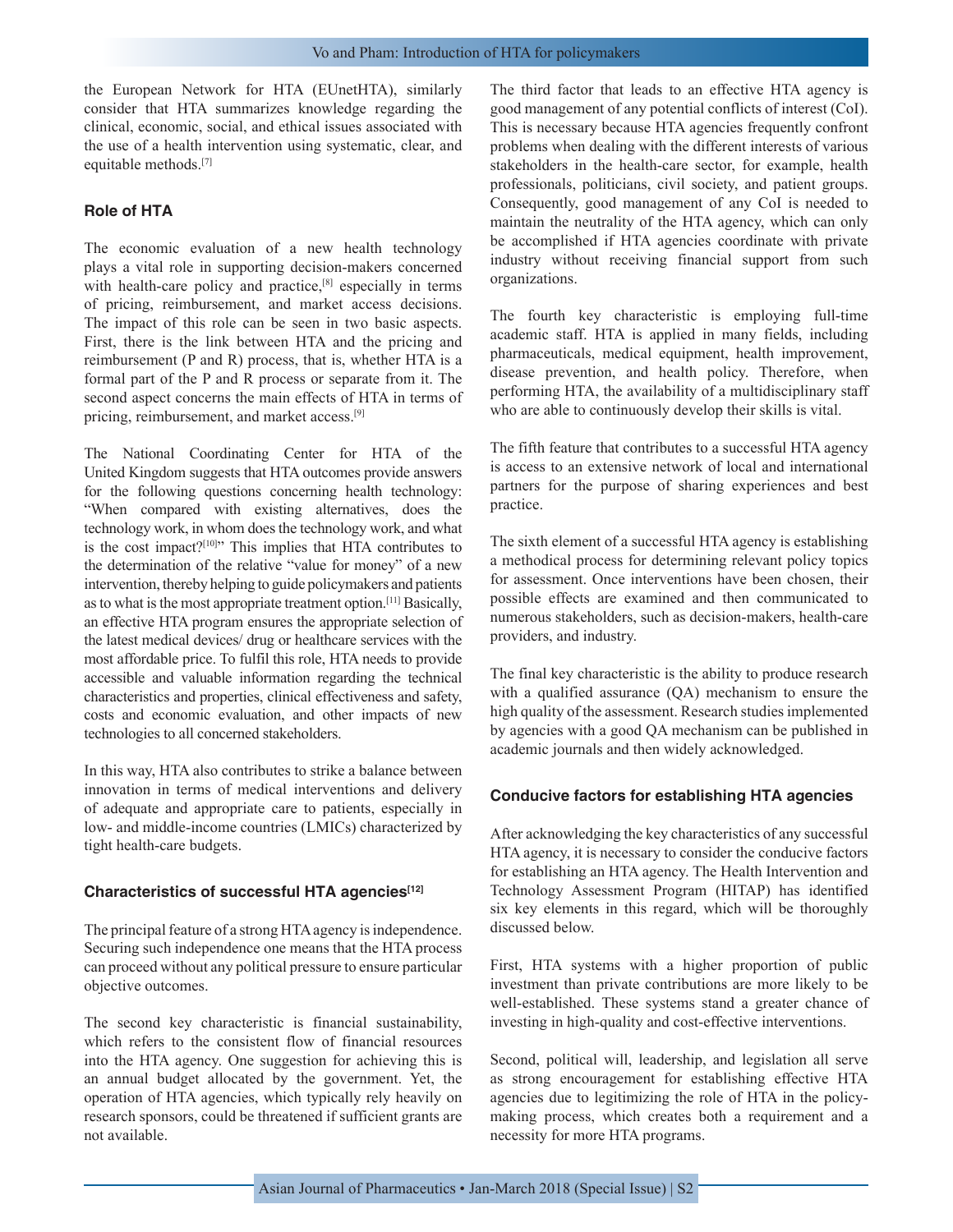the European Network for HTA (EUnetHTA), similarly consider that HTA summarizes knowledge regarding the clinical, economic, social, and ethical issues associated with the use of a health intervention using systematic, clear, and equitable methods.[7]

### Role of HTA

The economic evaluation of a new health technology plays a vital role in supporting decision-makers concerned with health-care policy and practice,[8] especially in terms of pricing, reimbursement, and market access decisions. The impact of this role can be seen in two basic aspects. First, there is the link between HTA and the pricing and reimbursement (P and R) process, that is, whether HTA is a formal part of the P and R process or separate from it. The second aspect concerns the main effects of HTA in terms of pricing, reimbursement, and market access.[9]

The National Coordinating Center for HTA of the United Kingdom suggests that HTA outcomes provide answers for the following questions concerning health technology: "When compared with existing alternatives, does the technology work, in whom does the technology work, and what is the cost impact?[10]" This implies that HTA contributes to the determination of the relative "value for money" of a new intervention, thereby helping to guide policymakers and patients as to what is the most appropriate treatment option.[11] Basically, an effective HTA program ensures the appropriate selection of the latest medical devices/ drug or healthcare services with the most affordable price. To fulfil this role, HTA needs to provide accessible and valuable information regarding the technical characteristics and properties, clinical effectiveness and safety, costs and economic evaluation, and other impacts of new technologies to all concerned stakeholders.

In this way, HTA also contributes to strike a balance between innovation in terms of medical interventions and delivery of adequate and appropriate care to patients, especially in low- and middle-income countries (LMICs) characterized by tight health-care budgets.

### Characteristics of successful HTA agencies[12]

The principal feature of a strong HTA agency is independence. Securing such independence one means that the HTA process can proceed without any political pressure to ensure particular objective outcomes.

The second key characteristic is financial sustainability, which refers to the consistent flow of financial resources into the HTA agency. One suggestion for achieving this is an annual budget allocated by the government. Yet, the operation of HTA agencies, which typically rely heavily on research sponsors, could be threatened if sufficient grants are not available.

The third factor that leads to an effective HTA agency is good management of any potential conflicts of interest (CoI). This is necessary because HTA agencies frequently confront problems when dealing with the different interests of various stakeholders in the health-care sector, for example, health professionals, politicians, civil society, and patient groups. Consequently, good management of any CoI is needed to maintain the neutrality of the HTA agency, which can only be accomplished if HTA agencies coordinate with private industry without receiving financial support from such organizations.

The fourth key characteristic is employing full-time academic staff. HTA is applied in many fields, including pharmaceuticals, medical equipment, health improvement, disease prevention, and health policy. Therefore, when performing HTA, the availability of a multidisciplinary staff who are able to continuously develop their skills is vital.

The fifth feature that contributes to a successful HTA agency is access to an extensive network of local and international partners for the purpose of sharing experiences and best practice.

The sixth element of a successful HTA agency is establishing a methodical process for determining relevant policy topics for assessment. Once interventions have been chosen, their possible effects are examined and then communicated to numerous stakeholders, such as decision-makers, health-care providers, and industry.

The final key characteristic is the ability to produce research with a qualified assurance (QA) mechanism to ensure the high quality of the assessment. Research studies implemented by agencies with a good QA mechanism can be published in academic journals and then widely acknowledged.

### Conducive factors for establishing HTA agencies

After acknowledging the key characteristics of any successful HTA agency, it is necessary to consider the conducive factors for establishing an HTA agency. The Health Intervention and Technology Assessment Program (HITAP) has identified six key elements in this regard, which will be thoroughly discussed below.

First, HTA systems with a higher proportion of public investment than private contributions are more likely to be well-established. These systems stand a greater chance of investing in high-quality and cost-effective interventions.

Second, political will, leadership, and legislation all serve as strong encouragement for establishing effective HTA agencies due to legitimizing the role of HTA in the policy-making process, which creates both a requirement and a necessity for more HTA programs.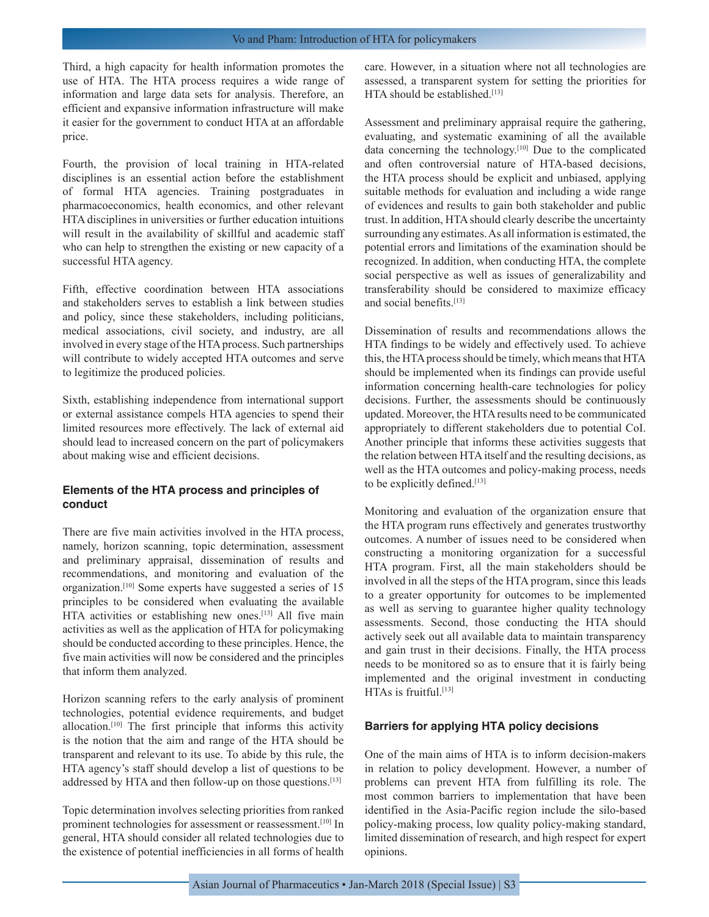Third, a high capacity for health information promotes the use of HTA. The HTA process requires a wide range of information and large data sets for analysis. Therefore, an efficient and expansive information infrastructure will make it easier for the government to conduct HTA at an affordable price.

Fourth, the provision of local training in HTA-related disciplines is an essential action before the establishment of formal HTA agencies. Training postgraduates in pharmacoeconomics, health economics, and other relevant HTA disciplines in universities or further education intuitions will result in the availability of skillful and academic staff who can help to strengthen the existing or new capacity of a successful HTA agency.

Fifth, effective coordination between HTA associations and stakeholders serves to establish a link between studies and policy, since these stakeholders, including politicians, medical associations, civil society, and industry, are all involved in every stage of the HTA process. Such partnerships will contribute to widely accepted HTA outcomes and serve to legitimize the produced policies.

Sixth, establishing independence from international support or external assistance compels HTA agencies to spend their limited resources more effectively. The lack of external aid should lead to increased concern on the part of policymakers about making wise and efficient decisions.

### Elements of the HTA process and principles of conduct

There are five main activities involved in the HTA process, namely, horizon scanning, topic determination, assessment and preliminary appraisal, dissemination of results and recommendations, and monitoring and evaluation of the organization.[10] Some experts have suggested a series of 15 principles to be considered when evaluating the available HTA activities or establishing new ones.[13] All five main activities as well as the application of HTA for policymaking should be conducted according to these principles. Hence, the five main activities will now be considered and the principles that inform them analyzed.

Horizon scanning refers to the early analysis of prominent technologies, potential evidence requirements, and budget allocation.[10] The first principle that informs this activity is the notion that the aim and range of the HTA should be transparent and relevant to its use. To abide by this rule, the HTA agency's staff should develop a list of questions to be addressed by HTA and then follow-up on those questions.[13]

Topic determination involves selecting priorities from ranked prominent technologies for assessment or reassessment.[10] In general, HTA should consider all related technologies due to the existence of potential inefficiencies in all forms of health care. However, in a situation where not all technologies are assessed, a transparent system for setting the priorities for HTA should be established.[13]

Assessment and preliminary appraisal require the gathering, evaluating, and systematic examining of all the available data concerning the technology.[10] Due to the complicated and often controversial nature of HTA-based decisions, the HTA process should be explicit and unbiased, applying suitable methods for evaluation and including a wide range of evidences and results to gain both stakeholder and public trust. In addition, HTA should clearly describe the uncertainty surrounding any estimates. As all information is estimated, the potential errors and limitations of the examination should be recognized. In addition, when conducting HTA, the complete social perspective as well as issues of generalizability and transferability should be considered to maximize efficacy and social benefits.[13]

Dissemination of results and recommendations allows the HTA findings to be widely and effectively used. To achieve this, the HTA process should be timely, which means that HTA should be implemented when its findings can provide useful information concerning health-care technologies for policy decisions. Further, the assessments should be continuously updated. Moreover, the HTA results need to be communicated appropriately to different stakeholders due to potential CoI. Another principle that informs these activities suggests that the relation between HTA itself and the resulting decisions, as well as the HTA outcomes and policy-making process, needs to be explicitly defined.[13]

Monitoring and evaluation of the organization ensure that the HTA program runs effectively and generates trustworthy outcomes. A number of issues need to be considered when constructing a monitoring organization for a successful HTA program. First, all the main stakeholders should be involved in all the steps of the HTA program, since this leads to a greater opportunity for outcomes to be implemented as well as serving to guarantee higher quality technology assessments. Second, those conducting the HTA should actively seek out all available data to maintain transparency and gain trust in their decisions. Finally, the HTA process needs to be monitored so as to ensure that it is fairly being implemented and the original investment in conducting HTAs is fruitful.[13]

### Barriers for applying HTA policy decisions

One of the main aims of HTA is to inform decision-makers in relation to policy development. However, a number of problems can prevent HTA from fulfilling its role. The most common barriers to implementation that have been identified in the Asia-Pacific region include the silo-based policy-making process, low quality policy-making standard, limited dissemination of research, and high respect for expert opinions.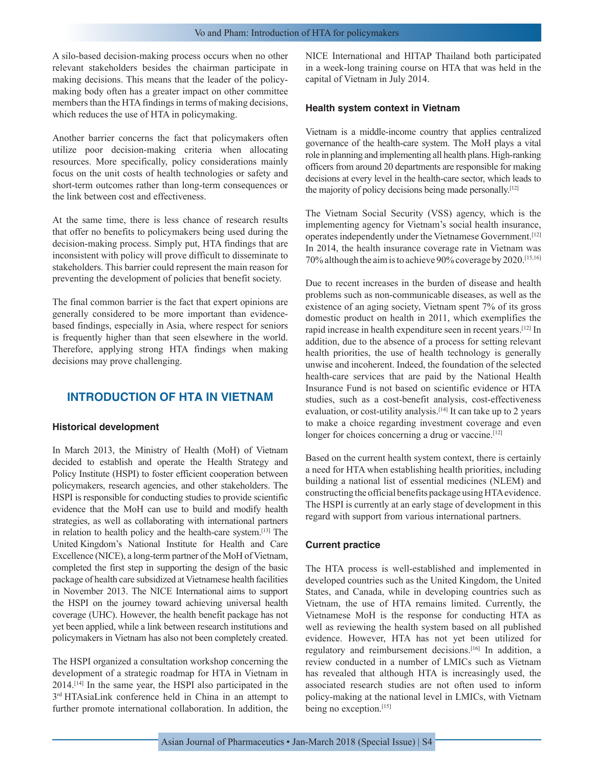A silo-based decision-making process occurs when no other relevant stakeholders besides the chairman participate in making decisions. This means that the leader of the policy-making body often has a greater impact on other committee members than the HTA findings in terms of making decisions, which reduces the use of HTA in policymaking.

Another barrier concerns the fact that policymakers often utilize poor decision-making criteria when allocating resources. More specifically, policy considerations mainly focus on the unit costs of health technologies or safety and short-term outcomes rather than long-term consequences or the link between cost and effectiveness.

At the same time, there is less chance of research results that offer no benefits to policymakers being used during the decision-making process. Simply put, HTA findings that are inconsistent with policy will prove difficult to disseminate to stakeholders. This barrier could represent the main reason for preventing the development of policies that benefit society.

The final common barrier is the fact that expert opinions are generally considered to be more important than evidence-based findings, especially in Asia, where respect for seniors is frequently higher than that seen elsewhere in the world. Therefore, applying strong HTA findings when making decisions may prove challenging.

## INTRODUCTION OF HTA IN VIETNAM

### Historical development

In March 2013, the Ministry of Health (MoH) of Vietnam decided to establish and operate the Health Strategy and Policy Institute (HSPI) to foster efficient cooperation between policymakers, research agencies, and other stakeholders. The HSPI is responsible for conducting studies to provide scientific evidence that the MoH can use to build and modify health strategies, as well as collaborating with international partners in relation to health policy and the health-care system.[13] The United Kingdom's National Institute for Health and Care Excellence (NICE), a long-term partner of the MoH of Vietnam, completed the first step in supporting the design of the basic package of health care subsidized at Vietnamese health facilities in November 2013. The NICE International aims to support the HSPI on the journey toward achieving universal health coverage (UHC). However, the health benefit package has not yet been applied, while a link between research institutions and policymakers in Vietnam has also not been completely created.

The HSPI organized a consultation workshop concerning the development of a strategic roadmap for HTA in Vietnam in 2014.[14] In the same year, the HSPI also participated in the 3rd HTAsiaLink conference held in China in an attempt to further promote international collaboration. In addition, the NICE International and HITAP Thailand both participated in a week-long training course on HTA that was held in the capital of Vietnam in July 2014.

### Health system context in Vietnam

Vietnam is a middle-income country that applies centralized governance of the health-care system. The MoH plays a vital role in planning and implementing all health plans. High-ranking officers from around 20 departments are responsible for making decisions at every level in the health-care sector, which leads to the majority of policy decisions being made personally.[12]

The Vietnam Social Security (VSS) agency, which is the implementing agency for Vietnam's social health insurance, operates independently under the Vietnamese Government.[12] In 2014, the health insurance coverage rate in Vietnam was 70% although the aim is to achieve 90% coverage by 2020.[15,16]

Due to recent increases in the burden of disease and health problems such as non-communicable diseases, as well as the existence of an aging society, Vietnam spent 7% of its gross domestic product on health in 2011, which exemplifies the rapid increase in health expenditure seen in recent years.[12] In addition, due to the absence of a process for setting relevant health priorities, the use of health technology is generally unwise and incoherent. Indeed, the foundation of the selected health-care services that are paid by the National Health Insurance Fund is not based on scientific evidence or HTA studies, such as a cost-benefit analysis, cost-effectiveness evaluation, or cost-utility analysis.[14] It can take up to 2 years to make a choice regarding investment coverage and even longer for choices concerning a drug or vaccine.[12]

Based on the current health system context, there is certainly a need for HTA when establishing health priorities, including building a national list of essential medicines (NLEM) and constructing the official benefits package using HTA evidence. The HSPI is currently at an early stage of development in this regard with support from various international partners.

### Current practice

The HTA process is well-established and implemented in developed countries such as the United Kingdom, the United States, and Canada, while in developing countries such as Vietnam, the use of HTA remains limited. Currently, the Vietnamese MoH is the response for conducting HTA as well as reviewing the health system based on all published evidence. However, HTA has not yet been utilized for regulatory and reimbursement decisions.[16] In addition, a review conducted in a number of LMICs such as Vietnam has revealed that although HTA is increasingly used, the associated research studies are not often used to inform policy-making at the national level in LMICs, with Vietnam being no exception.[15]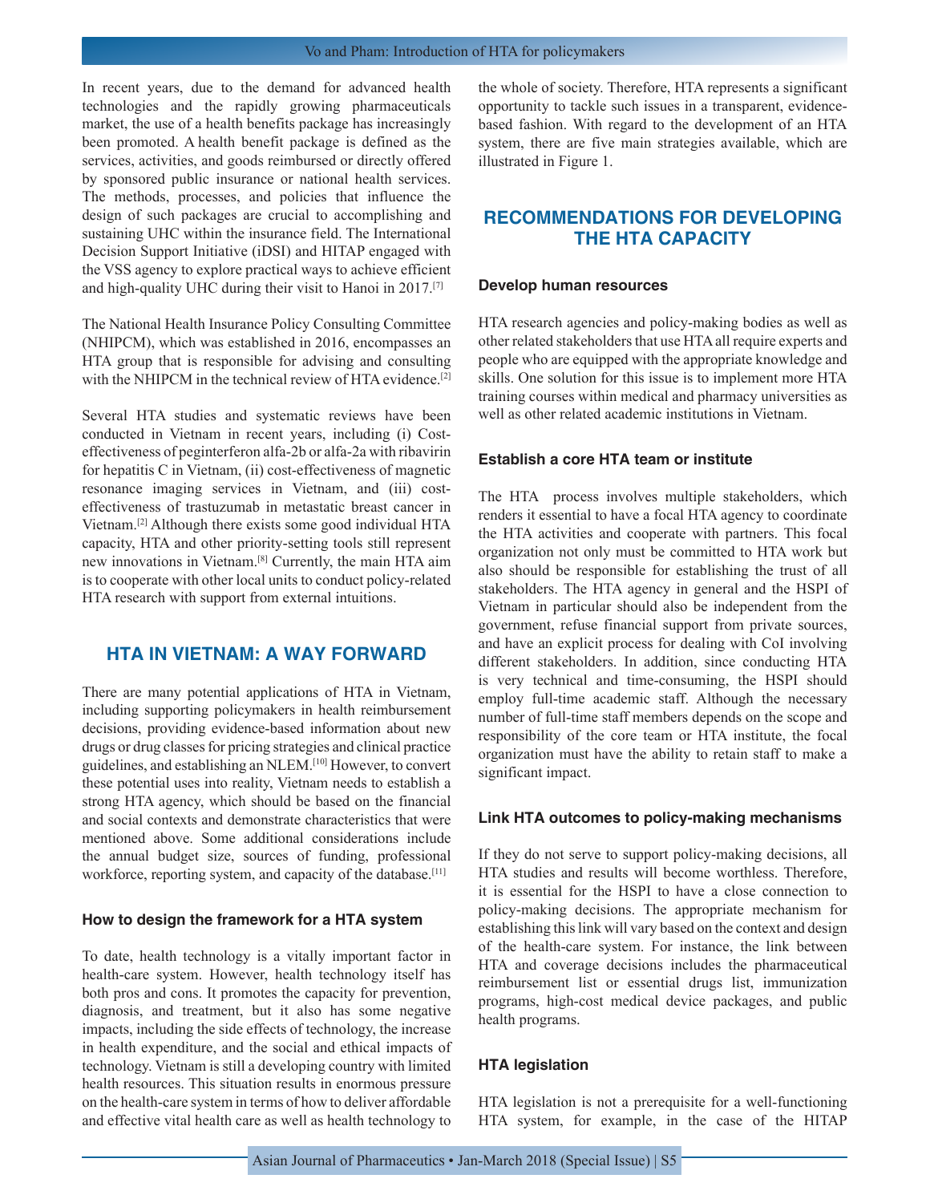In recent years, due to the demand for advanced health technologies and the rapidly growing pharmaceuticals market, the use of a health benefits package has increasingly been promoted. A health benefit package is defined as the services, activities, and goods reimbursed or directly offered by sponsored public insurance or national health services. The methods, processes, and policies that influence the design of such packages are crucial to accomplishing and sustaining UHC within the insurance field. The International Decision Support Initiative (iDSI) and HITAP engaged with the VSS agency to explore practical ways to achieve efficient and high-quality UHC during their visit to Hanoi in 2017.[7]

The National Health Insurance Policy Consulting Committee (NHIPCM), which was established in 2016, encompasses an HTA group that is responsible for advising and consulting with the NHIPCM in the technical review of HTA evidence.[2]

Several HTA studies and systematic reviews have been conducted in Vietnam in recent years, including (i) Cost-effectiveness of peginterferon alfa-2b or alfa-2a with ribavirin for hepatitis C in Vietnam, (ii) cost-effectiveness of magnetic resonance imaging services in Vietnam, and (iii) cost-effectiveness of trastuzumab in metastatic breast cancer in Vietnam.[2] Although there exists some good individual HTA capacity, HTA and other priority-setting tools still represent new innovations in Vietnam.[8] Currently, the main HTA aim is to cooperate with other local units to conduct policy-related HTA research with support from external intuitions.

## HTA IN VIETNAM: A WAY FORWARD

There are many potential applications of HTA in Vietnam, including supporting policymakers in health reimbursement decisions, providing evidence-based information about new drugs or drug classes for pricing strategies and clinical practice guidelines, and establishing an NLEM.[10] However, to convert these potential uses into reality, Vietnam needs to establish a strong HTA agency, which should be based on the financial and social contexts and demonstrate characteristics that were mentioned above. Some additional considerations include the annual budget size, sources of funding, professional workforce, reporting system, and capacity of the database.[11]

### How to design the framework for a HTA system

To date, health technology is a vitally important factor in health-care system. However, health technology itself has both pros and cons. It promotes the capacity for prevention, diagnosis, and treatment, but it also has some negative impacts, including the side effects of technology, the increase in health expenditure, and the social and ethical impacts of technology. Vietnam is still a developing country with limited health resources. This situation results in enormous pressure on the health-care system in terms of how to deliver affordable and effective vital health care as well as health technology to the whole of society. Therefore, HTA represents a significant opportunity to tackle such issues in a transparent, evidence-based fashion. With regard to the development of an HTA system, there are five main strategies available, which are illustrated in Figure 1.

## RECOMMENDATIONS FOR DEVELOPING THE HTA CAPACITY

### Develop human resources

HTA research agencies and policy-making bodies as well as other related stakeholders that use HTA all require experts and people who are equipped with the appropriate knowledge and skills. One solution for this issue is to implement more HTA training courses within medical and pharmacy universities as well as other related academic institutions in Vietnam.

### Establish a core HTA team or institute

The HTA process involves multiple stakeholders, which renders it essential to have a focal HTA agency to coordinate the HTA activities and cooperate with partners. This focal organization not only must be committed to HTA work but also should be responsible for establishing the trust of all stakeholders. The HTA agency in general and the HSPI of Vietnam in particular should also be independent from the government, refuse financial support from private sources, and have an explicit process for dealing with CoI involving different stakeholders. In addition, since conducting HTA is very technical and time-consuming, the HSPI should employ full-time academic staff. Although the necessary number of full-time staff members depends on the scope and responsibility of the core team or HTA institute, the focal organization must have the ability to retain staff to make a significant impact.

### Link HTA outcomes to policy-making mechanisms

If they do not serve to support policy-making decisions, all HTA studies and results will become worthless. Therefore, it is essential for the HSPI to have a close connection to policy-making decisions. The appropriate mechanism for establishing this link will vary based on the context and design of the health-care system. For instance, the link between HTA and coverage decisions includes the pharmaceutical reimbursement list or essential drugs list, immunization programs, high-cost medical device packages, and public health programs.

### HTA legislation

HTA legislation is not a prerequisite for a well-functioning HTA system, for example, in the case of the HITAP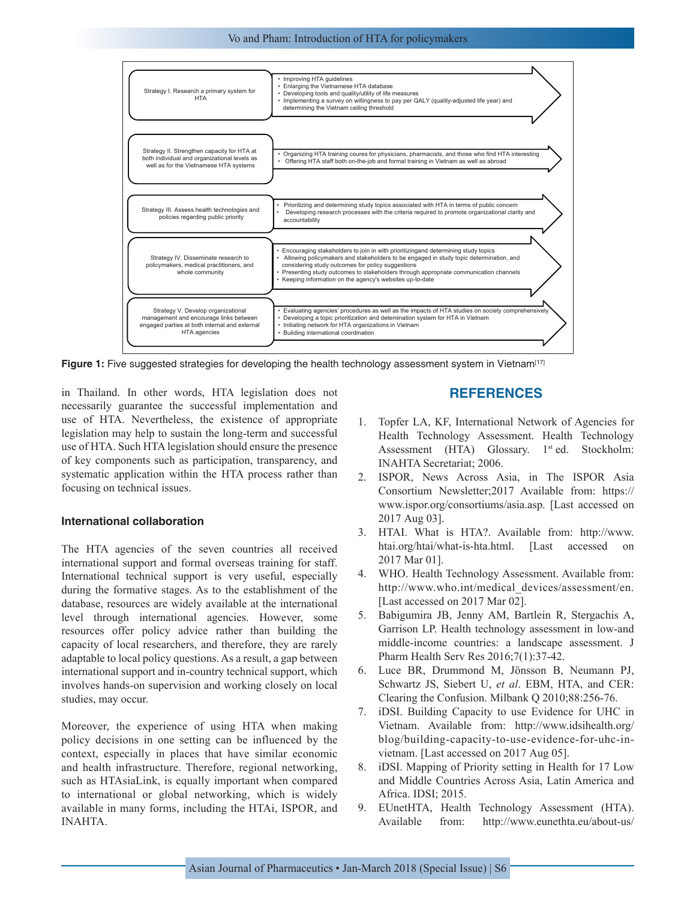| Strategy | Actions |
|---|---|
| Strategy I. Research a primary system for HTA | • Improving HTA guidelines<br>• Enlarging the Vietnamese HTA database<br>• Developing tools and quality/utility of life measures<br>• Implementing a survey on willingness to pay per QALY (quality-adjusted life year) and determining the Vietnam ceiling threshold |
| Strategy II. Strengthen capacity for HTA at both individual and organizational levels as well as for the Vietnamese HTA systems | • Organizing HTA training coures for physicians, pharmacists, and those who find HTA interesting<br>• Offering HTA staff both on-the-job and formal training in Vietnam as well as abroad |
| Strategy III. Assess health technologies and policies regarding public priority | • Prioritizing and determining study topics associated with HTA in terms of public concern<br>• Developing research processes with the criteria required to promote organizational clarity and accountability |
| Strategy IV. Disseminate research to policymakers, medical practitioners, and whole community | • Encouraging stakeholders to join in with prioritizitingand determining study topics<br>• Allowing policymakers and stakeholders to be engaged in study topic determination, and considering study outcomes for policy suggestions<br>• Presenting study outcomes to stakeholders through appropriate communication channels<br>• Keeping information on the agency's websites up-to-date |
| Strategy V. Develop organizational management and encourage links between engaged parties at both internal and external HTA agencies | • Evaluating agencies' procedures as well as the impacts of HTA studies on society comprehensively<br>• Developing a topic prioritization and detemination system for HTA in Vietnam<br>• Initiating network for HTA organizations in Vietnam<br>• Building international coordination |

**Figure 1:** Five suggested strategies for developing the health technology assessment system in Vietnam[17]

in Thailand. In other words, HTA legislation does not necessarily guarantee the successful implementation and use of HTA. Nevertheless, the existence of appropriate legislation may help to sustain the long-term and successful use of HTA. Such HTA legislation should ensure the presence of key components such as participation, transparency, and systematic application within the HTA process rather than focusing on technical issues.

### International collaboration

The HTA agencies of the seven countries all received international support and formal overseas training for staff. International technical support is very useful, especially during the formative stages. As to the establishment of the database, resources are widely available at the international level through international agencies. However, some resources offer policy advice rather than building the capacity of local researchers, and therefore, they are rarely adaptable to local policy questions. As a result, a gap between international support and in-country technical support, which involves hands-on supervision and working closely on local studies, may occur.

Moreover, the experience of using HTA when making policy decisions in one setting can be influenced by the context, especially in places that have similar economic and health infrastructure. Therefore, regional networking, such as HTAsiaLink, is equally important when compared to international or global networking, which is widely available in many forms, including the HTAi, ISPOR, and INAHTA.

## REFERENCES

1. Topfer LA, KF, International Network of Agencies for Health Technology Assessment. Health Technology Assessment (HTA) Glossary. 1st ed. Stockholm: INAHTA Secretariat; 2006.
2. ISPOR, News Across Asia, in The ISPOR Asia Consortium Newsletter;2017 Available from: https://www.ispor.org/consortiums/asia.asp. [Last accessed on 2017 Aug 03].
3. HTAI. What is HTA?. Available from: http://www.htai.org/htai/what-is-hta.html. [Last accessed on 2017 Mar 01].
4. WHO. Health Technology Assessment. Available from: http://www.who.int/medical_devices/assessment/en. [Last accessed on 2017 Mar 02].
5. Babigumira JB, Jenny AM, Bartlein R, Stergachis A, Garrison LP. Health technology assessment in low-and middle-income countries: a landscape assessment. J Pharm Health Serv Res 2016;7(1):37-42.
6. Luce BR, Drummond M, Jönsson B, Neumann PJ, Schwartz JS, Siebert U, *et al*. EBM, HTA, and CER: Clearing the Confusion. Milbank Q 2010;88:256-76.
7. iDSI. Building Capacity to use Evidence for UHC in Vietnam. Available from: http://www.idsihealth.org/blog/building-capacity-to-use-evidence-for-uhc-in-vietnam. [Last accessed on 2017 Aug 05].
8. iDSI. Mapping of Priority setting in Health for 17 Low and Middle Countries Across Asia, Latin America and Africa. IDSI; 2015.
9. EUnetHTA, Health Technology Assessment (HTA). Available from: http://www.eunethta.eu/about-us/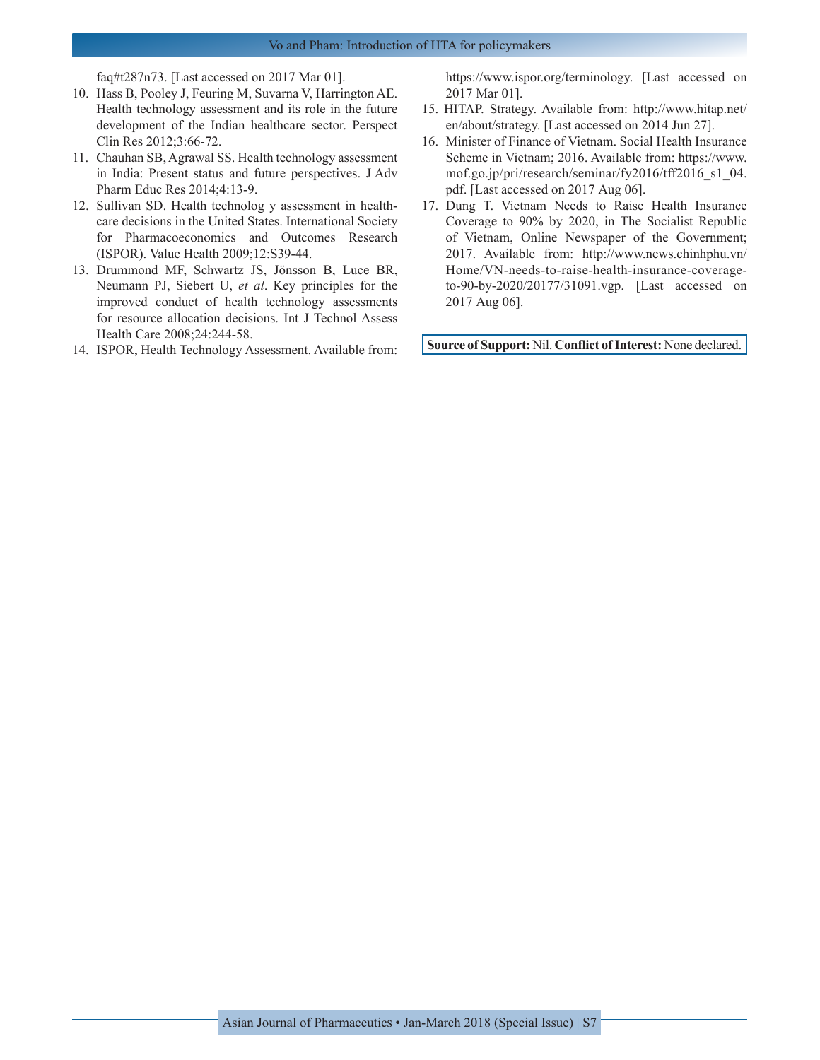faq#t287n73. [Last accessed on 2017 Mar 01].

10. Hass B, Pooley J, Feuring M, Suvarna V, Harrington AE. Health technology assessment and its role in the future development of the Indian healthcare sector. Perspect Clin Res 2012;3:66-72.
11. Chauhan SB, Agrawal SS. Health technology assessment in India: Present status and future perspectives. J Adv Pharm Educ Res 2014;4:13-9.
12. Sullivan SD. Health technolog y assessment in health-care decisions in the United States. International Society for Pharmacoeconomics and Outcomes Research (ISPOR). Value Health 2009;12:S39-44.
13. Drummond MF, Schwartz JS, Jönsson B, Luce BR, Neumann PJ, Siebert U, *et al*. Key principles for the improved conduct of health technology assessments for resource allocation decisions. Int J Technol Assess Health Care 2008;24:244-58.
14. ISPOR, Health Technology Assessment. Available from: https://www.ispor.org/terminology. [Last accessed on 2017 Mar 01].
15. HITAP. Strategy. Available from: http://www.hitap.net/en/about/strategy. [Last accessed on 2014 Jun 27].
16. Minister of Finance of Vietnam. Social Health Insurance Scheme in Vietnam; 2016. Available from: https://www.mof.go.jp/pri/research/seminar/fy2016/tff2016_s1_04.pdf. [Last accessed on 2017 Aug 06].
17. Dung T. Vietnam Needs to Raise Health Insurance Coverage to 90% by 2020, in The Socialist Republic of Vietnam, Online Newspaper of the Government; 2017. Available from: http://www.news.chinhphu.vn/Home/VN-needs-to-raise-health-insurance-coverage-to-90-by-2020/20177/31091.vgp. [Last accessed on 2017 Aug 06].

**Source of Support:** Nil. **Conflict of Interest:** None declared.